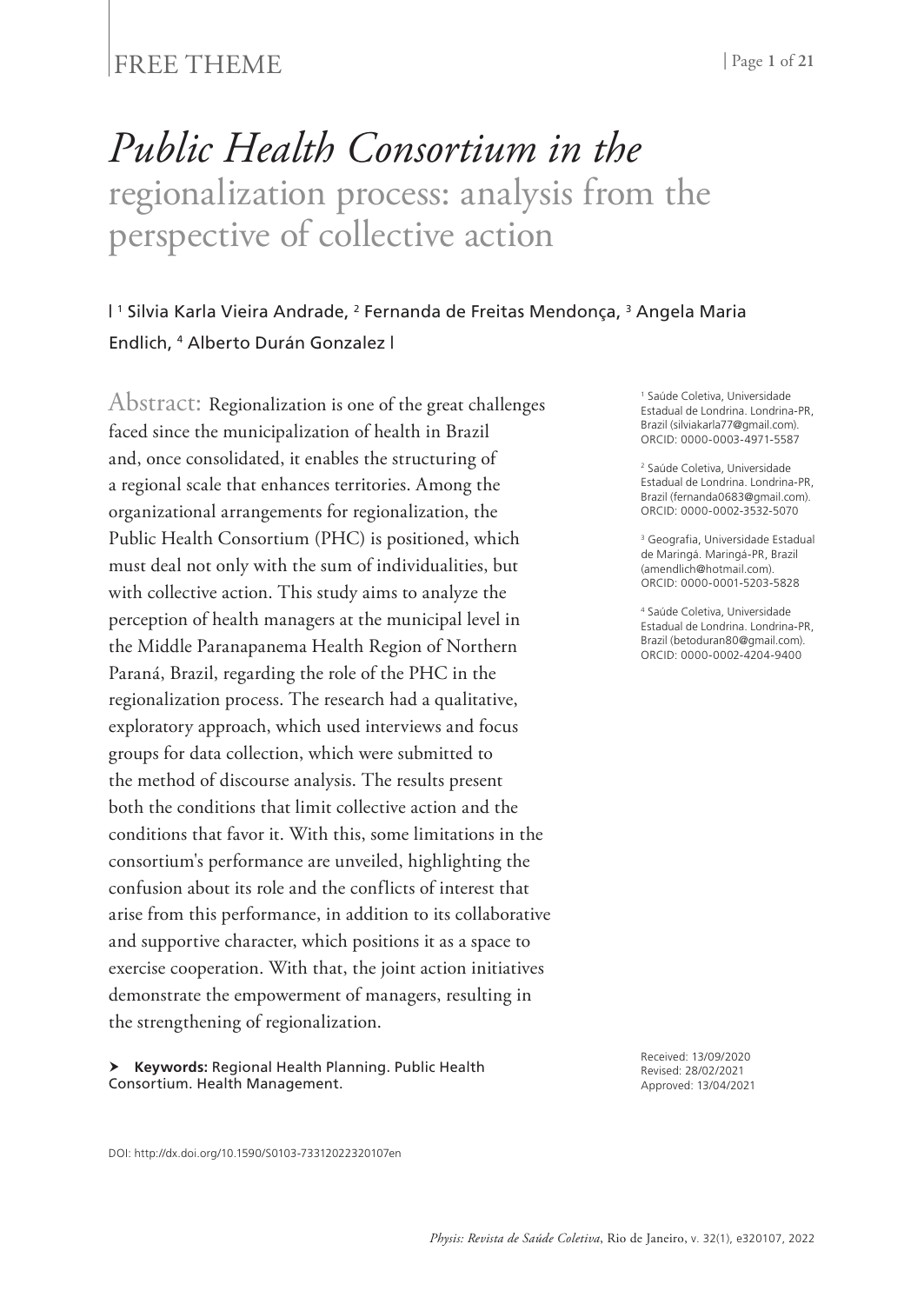FREE THEME

# *Public Health Consortium in the* regionalization process: analysis from the perspective of collective action

| [1] Silvia Karla Vieira Andrade, [2] Fernanda de Freitas Mendonça, [3] Angela Maria Endlich, [4] Alberto Durán Gonzalez |

[1] Saúde Coletiva, Universidade Estadual de Londrina. Londrina-PR, Brazil (silviakarla77@gmail.com). ORCID: 0000-0003-4971-5587

[2] Saúde Coletiva, Universidade Estadual de Londrina. Londrina-PR, Brazil (fernanda0683@gmail.com). ORCID: 0000-0002-3532-5070

[3] Geografia, Universidade Estadual de Maringá. Maringá-PR, Brazil (amendlich@hotmail.com). ORCID: 0000-0001-5203-5828

[4] Saúde Coletiva, Universidade Estadual de Londrina. Londrina-PR, Brazil (betoduran80@gmail.com). ORCID: 0000-0002-4204-9400

Abstract: Regionalization is one of the great challenges faced since the municipalization of health in Brazil and, once consolidated, it enables the structuring of a regional scale that enhances territories. Among the organizational arrangements for regionalization, the Public Health Consortium (PHC) is positioned, which must deal not only with the sum of individualities, but with collective action. This study aims to analyze the perception of health managers at the municipal level in the Middle Paranapanema Health Region of Northern Paraná, Brazil, regarding the role of the PHC in the regionalization process. The research had a qualitative, exploratory approach, which used interviews and focus groups for data collection, which were submitted to the method of discourse analysis. The results present both the conditions that limit collective action and the conditions that favor it. With this, some limitations in the consortium's performance are unveiled, highlighting the confusion about its role and the conflicts of interest that arise from this performance, in addition to its collaborative and supportive character, which positions it as a space to exercise cooperation. With that, the joint action initiatives demonstrate the empowerment of managers, resulting in the strengthening of regionalization.

➤ **Keywords:** Regional Health Planning. Public Health Consortium. Health Management.

Received: 13/09/2020
Revised: 28/02/2021
Approved: 13/04/2021

DOI: http://dx.doi.org/10.1590/S0103-73312022320107en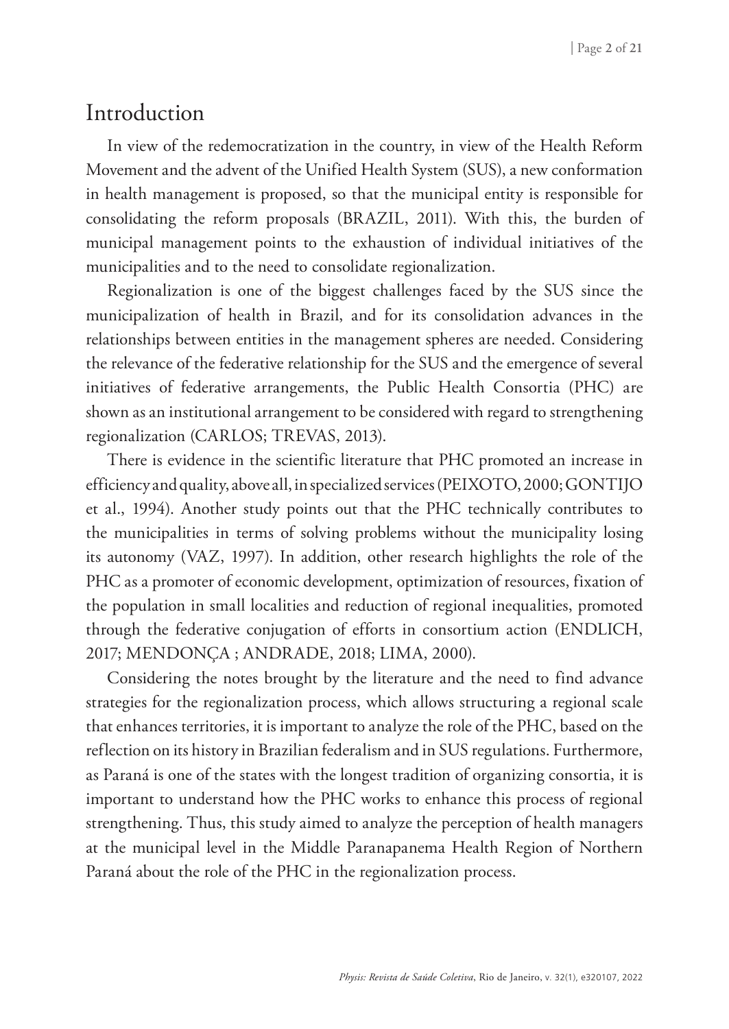## Introduction

In view of the redemocratization in the country, in view of the Health Reform Movement and the advent of the Unified Health System (SUS), a new conformation in health management is proposed, so that the municipal entity is responsible for consolidating the reform proposals (BRAZIL, 2011). With this, the burden of municipal management points to the exhaustion of individual initiatives of the municipalities and to the need to consolidate regionalization.

Regionalization is one of the biggest challenges faced by the SUS since the municipalization of health in Brazil, and for its consolidation advances in the relationships between entities in the management spheres are needed. Considering the relevance of the federative relationship for the SUS and the emergence of several initiatives of federative arrangements, the Public Health Consortia (PHC) are shown as an institutional arrangement to be considered with regard to strengthening regionalization (CARLOS; TREVAS, 2013).

There is evidence in the scientific literature that PHC promoted an increase in efficiency and quality, above all, in specialized services (PEIXOTO, 2000; GONTIJO et al., 1994). Another study points out that the PHC technically contributes to the municipalities in terms of solving problems without the municipality losing its autonomy (VAZ, 1997). In addition, other research highlights the role of the PHC as a promoter of economic development, optimization of resources, fixation of the population in small localities and reduction of regional inequalities, promoted through the federative conjugation of efforts in consortium action (ENDLICH, 2017; MENDONÇA ; ANDRADE, 2018; LIMA, 2000).

Considering the notes brought by the literature and the need to find advance strategies for the regionalization process, which allows structuring a regional scale that enhances territories, it is important to analyze the role of the PHC, based on the reflection on its history in Brazilian federalism and in SUS regulations. Furthermore, as Paraná is one of the states with the longest tradition of organizing consortia, it is important to understand how the PHC works to enhance this process of regional strengthening. Thus, this study aimed to analyze the perception of health managers at the municipal level in the Middle Paranapanema Health Region of Northern Paraná about the role of the PHC in the regionalization process.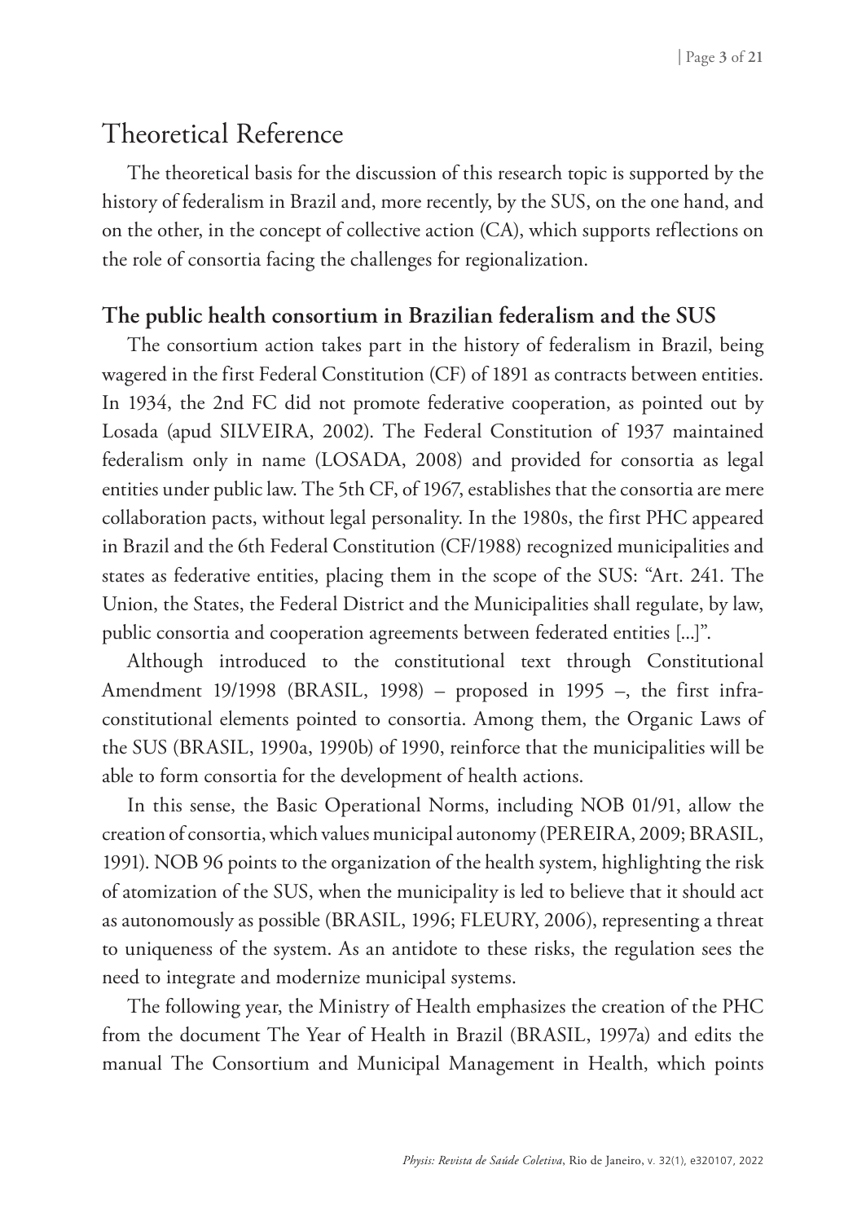# Theoretical Reference

The theoretical basis for the discussion of this research topic is supported by the history of federalism in Brazil and, more recently, by the SUS, on the one hand, and on the other, in the concept of collective action (CA), which supports reflections on the role of consortia facing the challenges for regionalization.

## The public health consortium in Brazilian federalism and the SUS

The consortium action takes part in the history of federalism in Brazil, being wagered in the first Federal Constitution (CF) of 1891 as contracts between entities. In 1934, the 2nd FC did not promote federative cooperation, as pointed out by Losada (apud SILVEIRA, 2002). The Federal Constitution of 1937 maintained federalism only in name (LOSADA, 2008) and provided for consortia as legal entities under public law. The 5th CF, of 1967, establishes that the consortia are mere collaboration pacts, without legal personality. In the 1980s, the first PHC appeared in Brazil and the 6th Federal Constitution (CF/1988) recognized municipalities and states as federative entities, placing them in the scope of the SUS: "Art. 241. The Union, the States, the Federal District and the Municipalities shall regulate, by law, public consortia and cooperation agreements between federated entities [...]".

Although introduced to the constitutional text through Constitutional Amendment 19/1998 (BRASIL, 1998) – proposed in 1995 –, the first infra-constitutional elements pointed to consortia. Among them, the Organic Laws of the SUS (BRASIL, 1990a, 1990b) of 1990, reinforce that the municipalities will be able to form consortia for the development of health actions.

In this sense, the Basic Operational Norms, including NOB 01/91, allow the creation of consortia, which values municipal autonomy (PEREIRA, 2009; BRASIL, 1991). NOB 96 points to the organization of the health system, highlighting the risk of atomization of the SUS, when the municipality is led to believe that it should act as autonomously as possible (BRASIL, 1996; FLEURY, 2006), representing a threat to uniqueness of the system. As an antidote to these risks, the regulation sees the need to integrate and modernize municipal systems.

The following year, the Ministry of Health emphasizes the creation of the PHC from the document The Year of Health in Brazil (BRASIL, 1997a) and edits the manual The Consortium and Municipal Management in Health, which points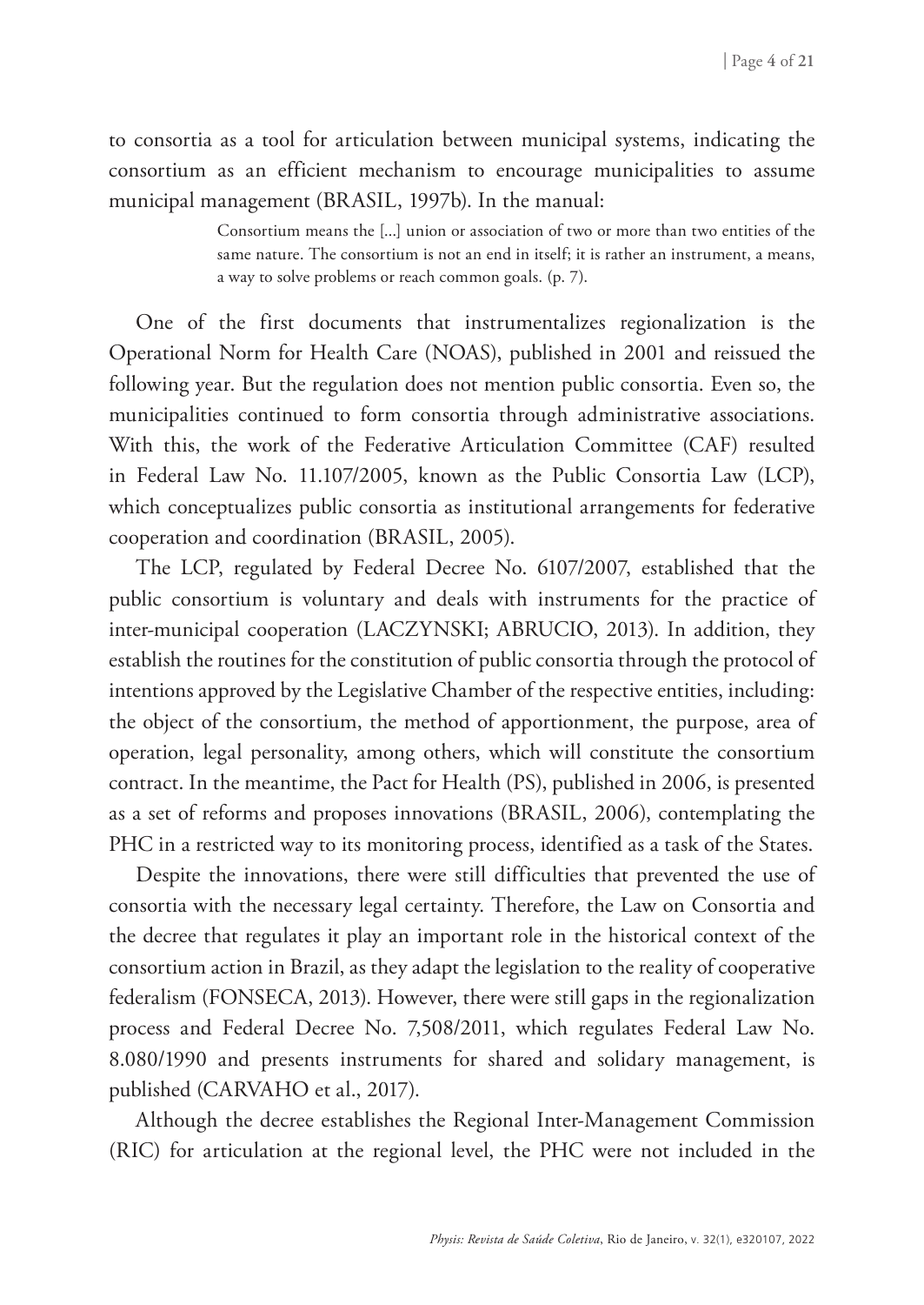to consortia as a tool for articulation between municipal systems, indicating the consortium as an efficient mechanism to encourage municipalities to assume municipal management (BRASIL, 1997b). In the manual:

> Consortium means the [...] union or association of two or more than two entities of the same nature. The consortium is not an end in itself; it is rather an instrument, a means, a way to solve problems or reach common goals. (p. 7).

One of the first documents that instrumentalizes regionalization is the Operational Norm for Health Care (NOAS), published in 2001 and reissued the following year. But the regulation does not mention public consortia. Even so, the municipalities continued to form consortia through administrative associations. With this, the work of the Federative Articulation Committee (CAF) resulted in Federal Law No. 11.107/2005, known as the Public Consortia Law (LCP), which conceptualizes public consortia as institutional arrangements for federative cooperation and coordination (BRASIL, 2005).

The LCP, regulated by Federal Decree No. 6107/2007, established that the public consortium is voluntary and deals with instruments for the practice of inter-municipal cooperation (LACZYNSKI; ABRUCIO, 2013). In addition, they establish the routines for the constitution of public consortia through the protocol of intentions approved by the Legislative Chamber of the respective entities, including: the object of the consortium, the method of apportionment, the purpose, area of operation, legal personality, among others, which will constitute the consortium contract. In the meantime, the Pact for Health (PS), published in 2006, is presented as a set of reforms and proposes innovations (BRASIL, 2006), contemplating the PHC in a restricted way to its monitoring process, identified as a task of the States.

Despite the innovations, there were still difficulties that prevented the use of consortia with the necessary legal certainty. Therefore, the Law on Consortia and the decree that regulates it play an important role in the historical context of the consortium action in Brazil, as they adapt the legislation to the reality of cooperative federalism (FONSECA, 2013). However, there were still gaps in the regionalization process and Federal Decree No. 7,508/2011, which regulates Federal Law No. 8.080/1990 and presents instruments for shared and solidary management, is published (CARVAHO et al., 2017).

Although the decree establishes the Regional Inter-Management Commission (RIC) for articulation at the regional level, the PHC were not included in the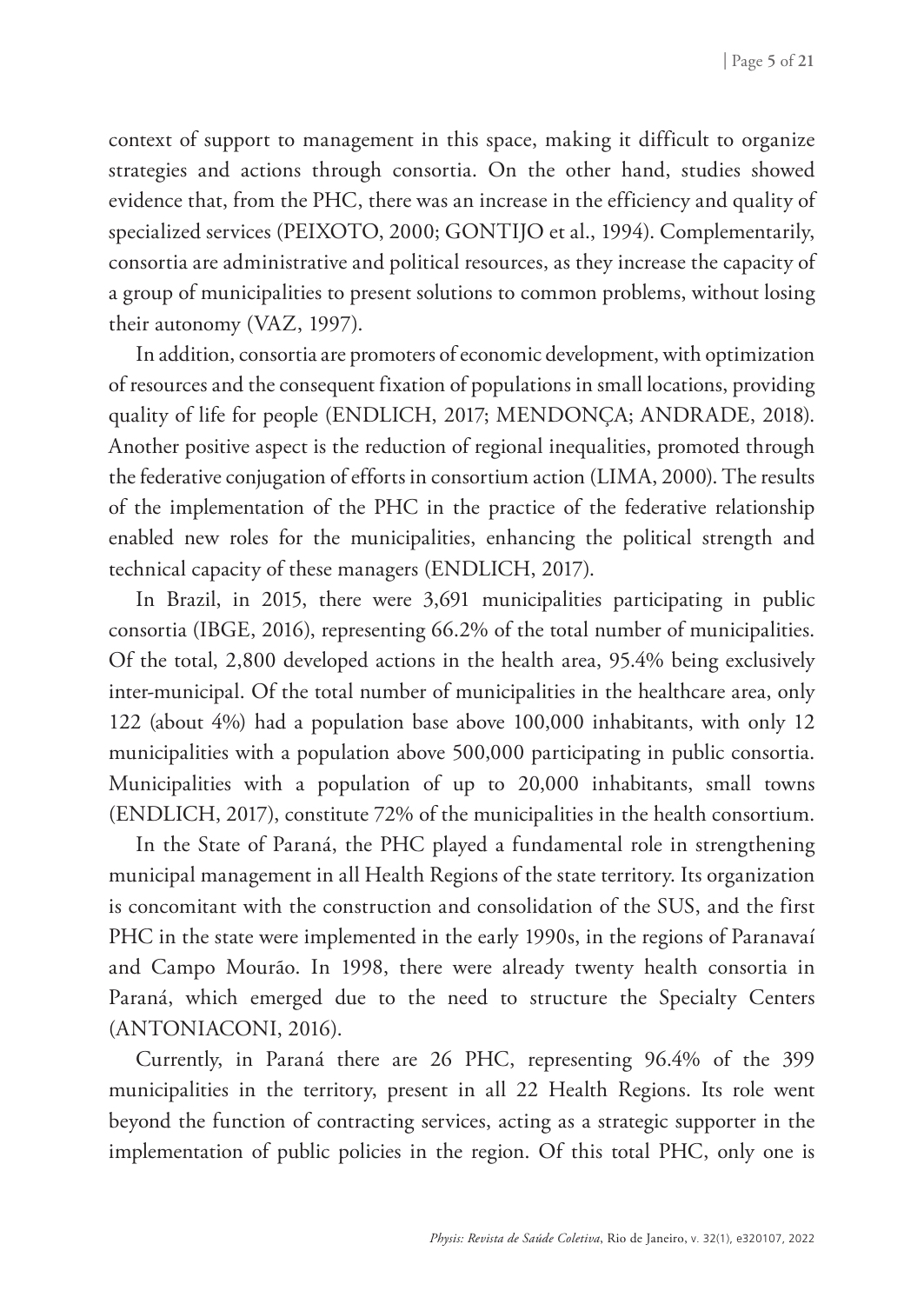context of support to management in this space, making it difficult to organize strategies and actions through consortia. On the other hand, studies showed evidence that, from the PHC, there was an increase in the efficiency and quality of specialized services (PEIXOTO, 2000; GONTIJO et al., 1994). Complementarily, consortia are administrative and political resources, as they increase the capacity of a group of municipalities to present solutions to common problems, without losing their autonomy (VAZ, 1997).

In addition, consortia are promoters of economic development, with optimization of resources and the consequent fixation of populations in small locations, providing quality of life for people (ENDLICH, 2017; MENDONÇA; ANDRADE, 2018). Another positive aspect is the reduction of regional inequalities, promoted through the federative conjugation of efforts in consortium action (LIMA, 2000). The results of the implementation of the PHC in the practice of the federative relationship enabled new roles for the municipalities, enhancing the political strength and technical capacity of these managers (ENDLICH, 2017).

In Brazil, in 2015, there were 3,691 municipalities participating in public consortia (IBGE, 2016), representing 66.2% of the total number of municipalities. Of the total, 2,800 developed actions in the health area, 95.4% being exclusively inter-municipal. Of the total number of municipalities in the healthcare area, only 122 (about 4%) had a population base above 100,000 inhabitants, with only 12 municipalities with a population above 500,000 participating in public consortia. Municipalities with a population of up to 20,000 inhabitants, small towns (ENDLICH, 2017), constitute 72% of the municipalities in the health consortium.

In the State of Paraná, the PHC played a fundamental role in strengthening municipal management in all Health Regions of the state territory. Its organization is concomitant with the construction and consolidation of the SUS, and the first PHC in the state were implemented in the early 1990s, in the regions of Paranavaí and Campo Mourão. In 1998, there were already twenty health consortia in Paraná, which emerged due to the need to structure the Specialty Centers (ANTONIACONI, 2016).

Currently, in Paraná there are 26 PHC, representing 96.4% of the 399 municipalities in the territory, present in all 22 Health Regions. Its role went beyond the function of contracting services, acting as a strategic supporter in the implementation of public policies in the region. Of this total PHC, only one is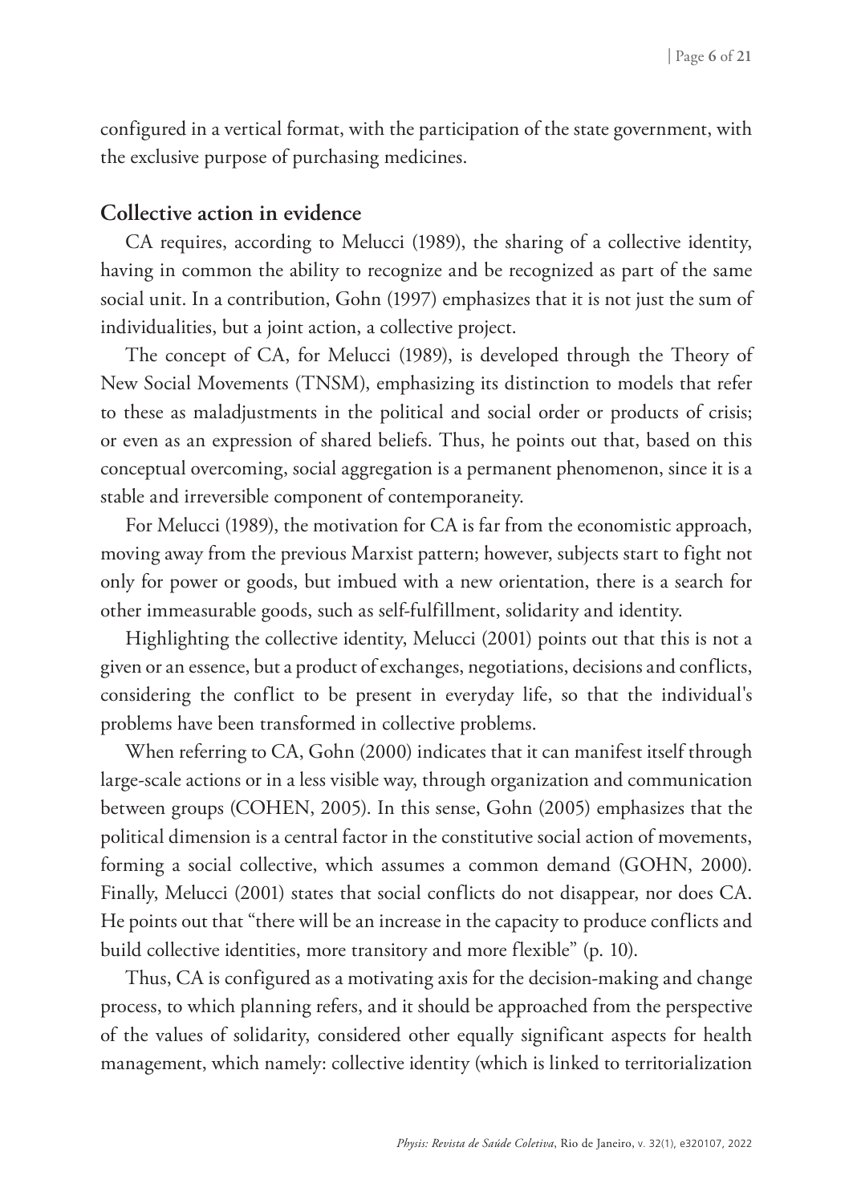configured in a vertical format, with the participation of the state government, with the exclusive purpose of purchasing medicines.

## Collective action in evidence

CA requires, according to Melucci (1989), the sharing of a collective identity, having in common the ability to recognize and be recognized as part of the same social unit. In a contribution, Gohn (1997) emphasizes that it is not just the sum of individualities, but a joint action, a collective project.

The concept of CA, for Melucci (1989), is developed through the Theory of New Social Movements (TNSM), emphasizing its distinction to models that refer to these as maladjustments in the political and social order or products of crisis; or even as an expression of shared beliefs. Thus, he points out that, based on this conceptual overcoming, social aggregation is a permanent phenomenon, since it is a stable and irreversible component of contemporaneity.

For Melucci (1989), the motivation for CA is far from the economistic approach, moving away from the previous Marxist pattern; however, subjects start to fight not only for power or goods, but imbued with a new orientation, there is a search for other immeasurable goods, such as self-fulfillment, solidarity and identity.

Highlighting the collective identity, Melucci (2001) points out that this is not a given or an essence, but a product of exchanges, negotiations, decisions and conflicts, considering the conflict to be present in everyday life, so that the individual's problems have been transformed in collective problems.

When referring to CA, Gohn (2000) indicates that it can manifest itself through large-scale actions or in a less visible way, through organization and communication between groups (COHEN, 2005). In this sense, Gohn (2005) emphasizes that the political dimension is a central factor in the constitutive social action of movements, forming a social collective, which assumes a common demand (GOHN, 2000). Finally, Melucci (2001) states that social conflicts do not disappear, nor does CA. He points out that "there will be an increase in the capacity to produce conflicts and build collective identities, more transitory and more flexible" (p. 10).

Thus, CA is configured as a motivating axis for the decision-making and change process, to which planning refers, and it should be approached from the perspective of the values of solidarity, considered other equally significant aspects for health management, which namely: collective identity (which is linked to territorialization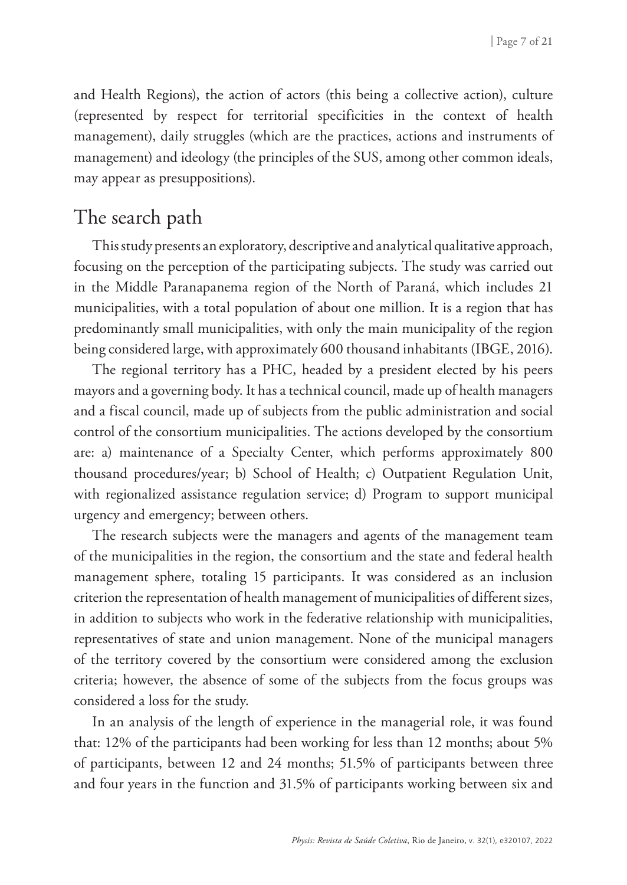and Health Regions), the action of actors (this being a collective action), culture (represented by respect for territorial specificities in the context of health management), daily struggles (which are the practices, actions and instruments of management) and ideology (the principles of the SUS, among other common ideals, may appear as presuppositions).

## The search path

This study presents an exploratory, descriptive and analytical qualitative approach, focusing on the perception of the participating subjects. The study was carried out in the Middle Paranapanema region of the North of Paraná, which includes 21 municipalities, with a total population of about one million. It is a region that has predominantly small municipalities, with only the main municipality of the region being considered large, with approximately 600 thousand inhabitants (IBGE, 2016).

The regional territory has a PHC, headed by a president elected by his peers mayors and a governing body. It has a technical council, made up of health managers and a fiscal council, made up of subjects from the public administration and social control of the consortium municipalities. The actions developed by the consortium are: a) maintenance of a Specialty Center, which performs approximately 800 thousand procedures/year; b) School of Health; c) Outpatient Regulation Unit, with regionalized assistance regulation service; d) Program to support municipal urgency and emergency; between others.

The research subjects were the managers and agents of the management team of the municipalities in the region, the consortium and the state and federal health management sphere, totaling 15 participants. It was considered as an inclusion criterion the representation of health management of municipalities of different sizes, in addition to subjects who work in the federative relationship with municipalities, representatives of state and union management. None of the municipal managers of the territory covered by the consortium were considered among the exclusion criteria; however, the absence of some of the subjects from the focus groups was considered a loss for the study.

In an analysis of the length of experience in the managerial role, it was found that: 12% of the participants had been working for less than 12 months; about 5% of participants, between 12 and 24 months; 51.5% of participants between three and four years in the function and 31.5% of participants working between six and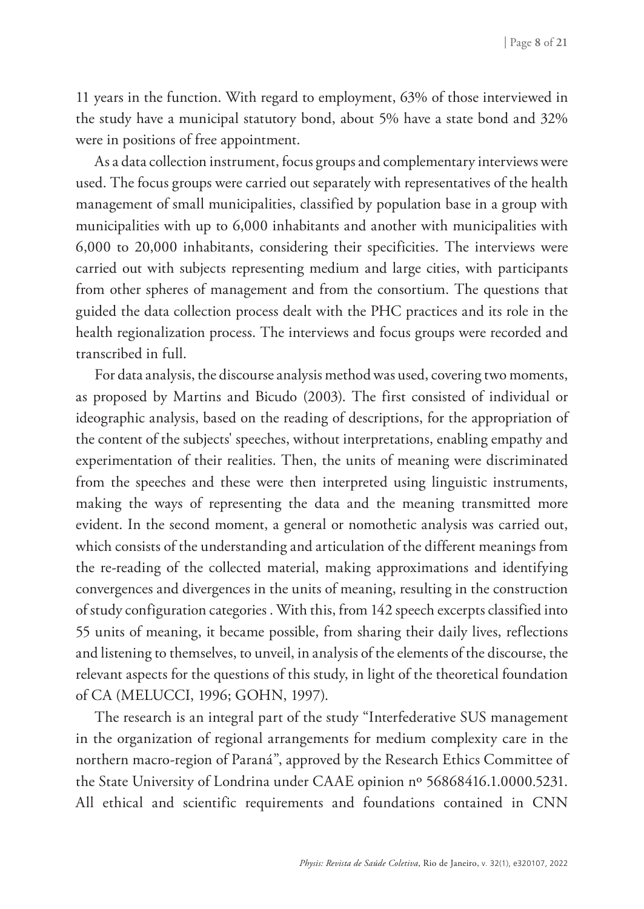11 years in the function. With regard to employment, 63% of those interviewed in the study have a municipal statutory bond, about 5% have a state bond and 32% were in positions of free appointment.

As a data collection instrument, focus groups and complementary interviews were used. The focus groups were carried out separately with representatives of the health management of small municipalities, classified by population base in a group with municipalities with up to 6,000 inhabitants and another with municipalities with 6,000 to 20,000 inhabitants, considering their specificities. The interviews were carried out with subjects representing medium and large cities, with participants from other spheres of management and from the consortium. The questions that guided the data collection process dealt with the PHC practices and its role in the health regionalization process. The interviews and focus groups were recorded and transcribed in full.

For data analysis, the discourse analysis method was used, covering two moments, as proposed by Martins and Bicudo (2003). The first consisted of individual or ideographic analysis, based on the reading of descriptions, for the appropriation of the content of the subjects' speeches, without interpretations, enabling empathy and experimentation of their realities. Then, the units of meaning were discriminated from the speeches and these were then interpreted using linguistic instruments, making the ways of representing the data and the meaning transmitted more evident. In the second moment, a general or nomothetic analysis was carried out, which consists of the understanding and articulation of the different meanings from the re-reading of the collected material, making approximations and identifying convergences and divergences in the units of meaning, resulting in the construction of study configuration categories . With this, from 142 speech excerpts classified into 55 units of meaning, it became possible, from sharing their daily lives, reflections and listening to themselves, to unveil, in analysis of the elements of the discourse, the relevant aspects for the questions of this study, in light of the theoretical foundation of CA (MELUCCI, 1996; GOHN, 1997).

The research is an integral part of the study "Interfederative SUS management in the organization of regional arrangements for medium complexity care in the northern macro-region of Paraná", approved by the Research Ethics Committee of the State University of Londrina under CAAE opinion nº 56868416.1.0000.5231. All ethical and scientific requirements and foundations contained in CNN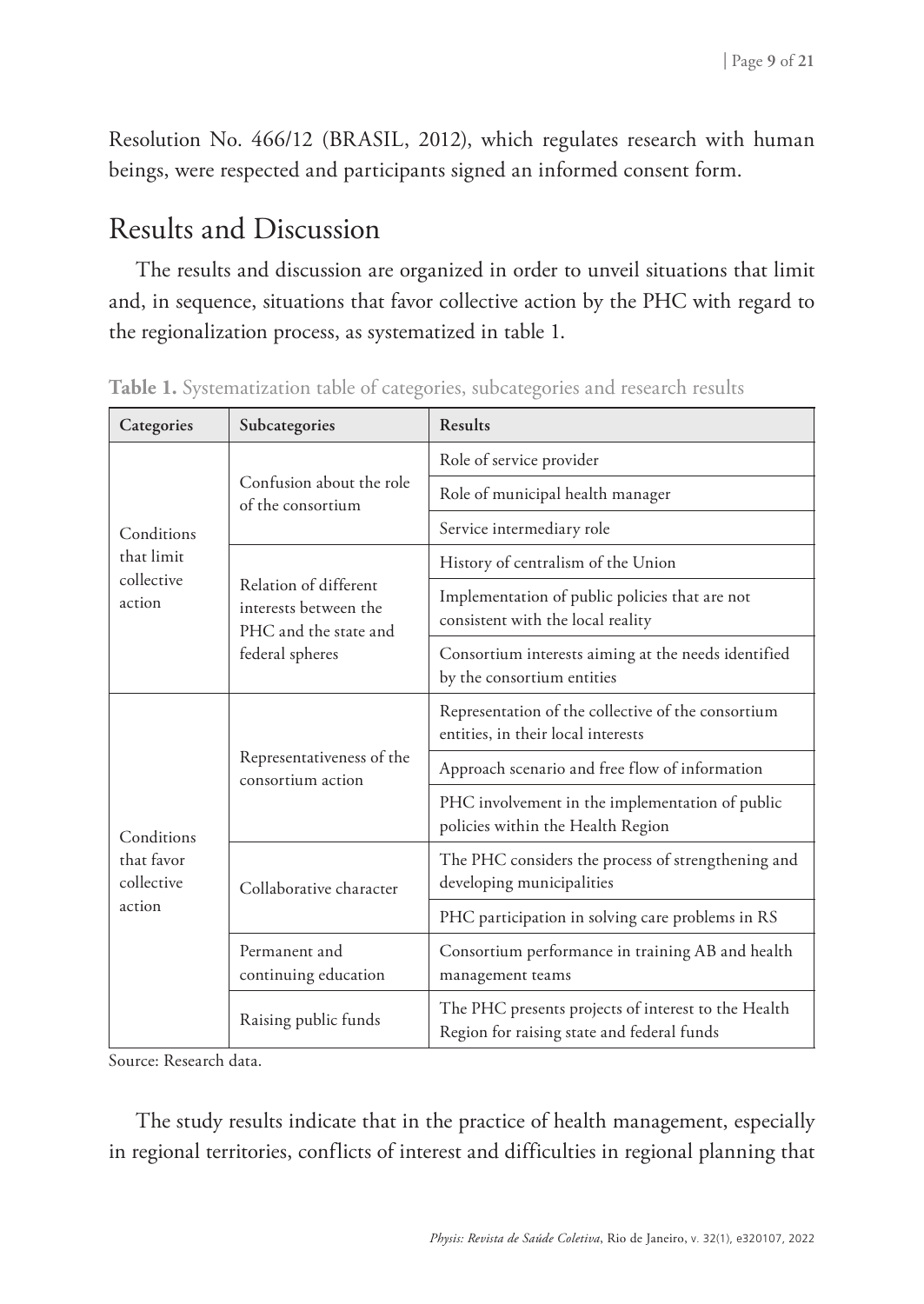Resolution No. 466/12 (BRASIL, 2012), which regulates research with human beings, were respected and participants signed an informed consent form.

## Results and Discussion

The results and discussion are organized in order to unveil situations that limit and, in sequence, situations that favor collective action by the PHC with regard to the regionalization process, as systematized in table 1.

**Table 1.** Systematization table of categories, subcategories and research results

| Categories | Subcategories | Results |
|---|---|---|
| Conditions that limit collective action | Confusion about the role of the consortium | Role of service provider |
| | | Role of municipal health manager |
| | | Service intermediary role |
| | Relation of different interests between the PHC and the state and federal spheres | History of centralism of the Union |
| | | Implementation of public policies that are not consistent with the local reality |
| | | Consortium interests aiming at the needs identified by the consortium entities |
| Conditions that favor collective action | Representativeness of the consortium action | Representation of the collective of the consortium entities, in their local interests |
| | | Approach scenario and free flow of information |
| | | PHC involvement in the implementation of public policies within the Health Region |
| | Collaborative character | The PHC considers the process of strengthening and developing municipalities |
| | | PHC participation in solving care problems in RS |
| | Permanent and continuing education | Consortium performance in training AB and health management teams |
| | Raising public funds | The PHC presents projects of interest to the Health Region for raising state and federal funds |

Source: Research data.

The study results indicate that in the practice of health management, especially in regional territories, conflicts of interest and difficulties in regional planning that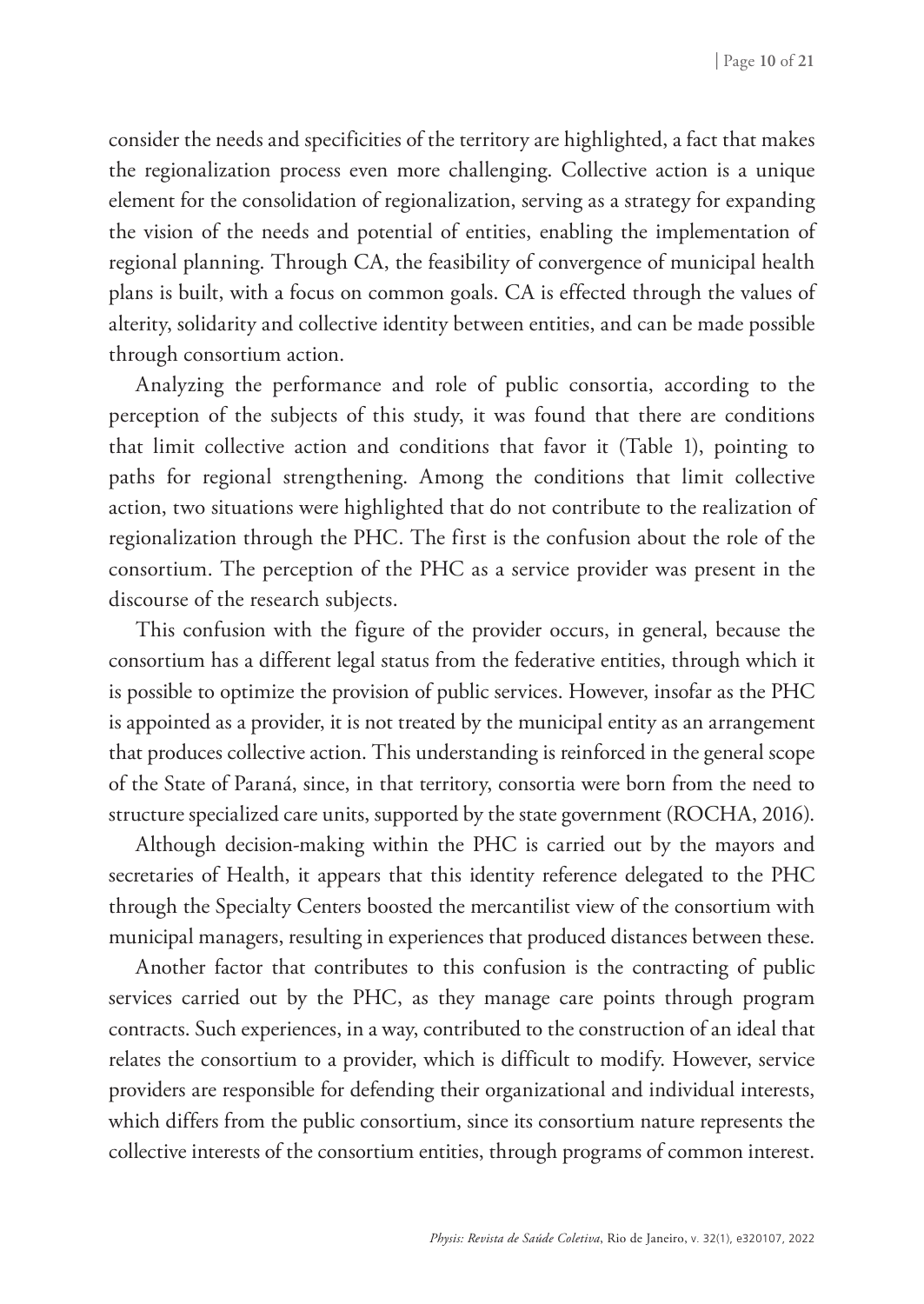consider the needs and specificities of the territory are highlighted, a fact that makes the regionalization process even more challenging. Collective action is a unique element for the consolidation of regionalization, serving as a strategy for expanding the vision of the needs and potential of entities, enabling the implementation of regional planning. Through CA, the feasibility of convergence of municipal health plans is built, with a focus on common goals. CA is effected through the values of alterity, solidarity and collective identity between entities, and can be made possible through consortium action.

Analyzing the performance and role of public consortia, according to the perception of the subjects of this study, it was found that there are conditions that limit collective action and conditions that favor it (Table 1), pointing to paths for regional strengthening. Among the conditions that limit collective action, two situations were highlighted that do not contribute to the realization of regionalization through the PHC. The first is the confusion about the role of the consortium. The perception of the PHC as a service provider was present in the discourse of the research subjects.

This confusion with the figure of the provider occurs, in general, because the consortium has a different legal status from the federative entities, through which it is possible to optimize the provision of public services. However, insofar as the PHC is appointed as a provider, it is not treated by the municipal entity as an arrangement that produces collective action. This understanding is reinforced in the general scope of the State of Paraná, since, in that territory, consortia were born from the need to structure specialized care units, supported by the state government (ROCHA, 2016).

Although decision-making within the PHC is carried out by the mayors and secretaries of Health, it appears that this identity reference delegated to the PHC through the Specialty Centers boosted the mercantilist view of the consortium with municipal managers, resulting in experiences that produced distances between these.

Another factor that contributes to this confusion is the contracting of public services carried out by the PHC, as they manage care points through program contracts. Such experiences, in a way, contributed to the construction of an ideal that relates the consortium to a provider, which is difficult to modify. However, service providers are responsible for defending their organizational and individual interests, which differs from the public consortium, since its consortium nature represents the collective interests of the consortium entities, through programs of common interest.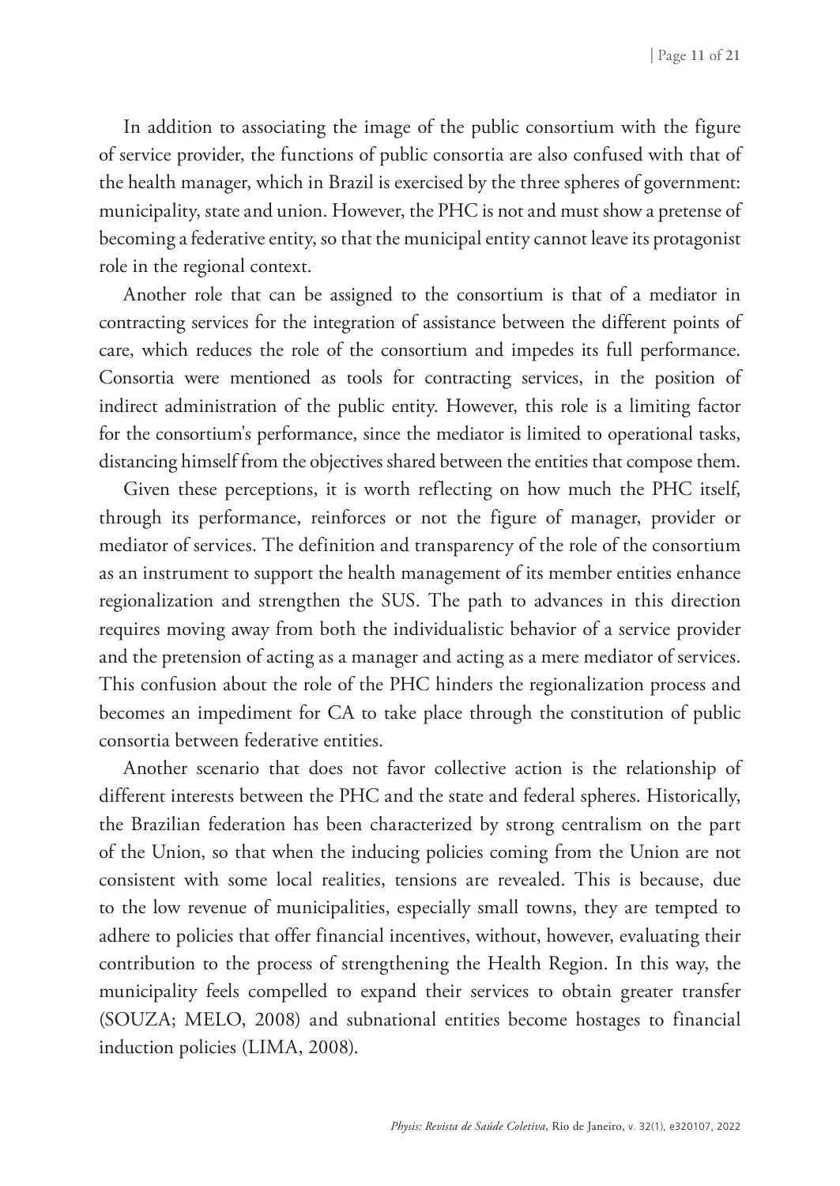In addition to associating the image of the public consortium with the figure of service provider, the functions of public consortia are also confused with that of the health manager, which in Brazil is exercised by the three spheres of government: municipality, state and union. However, the PHC is not and must show a pretense of becoming a federative entity, so that the municipal entity cannot leave its protagonist role in the regional context.

Another role that can be assigned to the consortium is that of a mediator in contracting services for the integration of assistance between the different points of care, which reduces the role of the consortium and impedes its full performance. Consortia were mentioned as tools for contracting services, in the position of indirect administration of the public entity. However, this role is a limiting factor for the consortium's performance, since the mediator is limited to operational tasks, distancing himself from the objectives shared between the entities that compose them.

Given these perceptions, it is worth reflecting on how much the PHC itself, through its performance, reinforces or not the figure of manager, provider or mediator of services. The definition and transparency of the role of the consortium as an instrument to support the health management of its member entities enhance regionalization and strengthen the SUS. The path to advances in this direction requires moving away from both the individualistic behavior of a service provider and the pretension of acting as a manager and acting as a mere mediator of services. This confusion about the role of the PHC hinders the regionalization process and becomes an impediment for CA to take place through the constitution of public consortia between federative entities.

Another scenario that does not favor collective action is the relationship of different interests between the PHC and the state and federal spheres. Historically, the Brazilian federation has been characterized by strong centralism on the part of the Union, so that when the inducing policies coming from the Union are not consistent with some local realities, tensions are revealed. This is because, due to the low revenue of municipalities, especially small towns, they are tempted to adhere to policies that offer financial incentives, without, however, evaluating their contribution to the process of strengthening the Health Region. In this way, the municipality feels compelled to expand their services to obtain greater transfer (SOUZA; MELO, 2008) and subnational entities become hostages to financial induction policies (LIMA, 2008).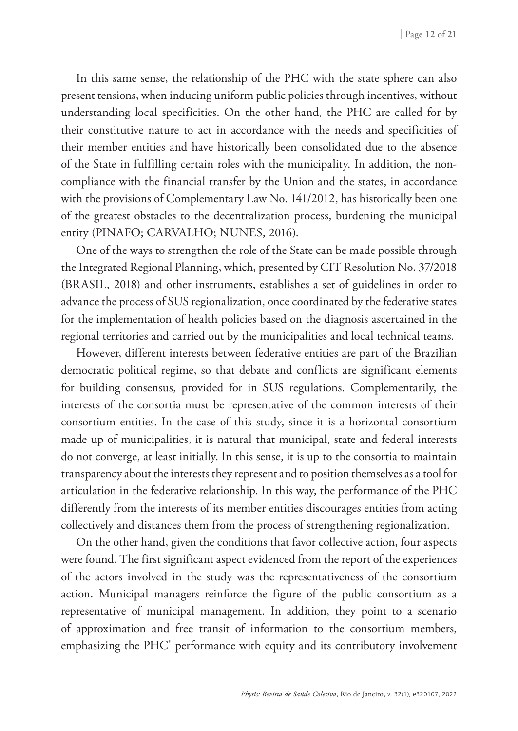In this same sense, the relationship of the PHC with the state sphere can also present tensions, when inducing uniform public policies through incentives, without understanding local specificities. On the other hand, the PHC are called for by their constitutive nature to act in accordance with the needs and specificities of their member entities and have historically been consolidated due to the absence of the State in fulfilling certain roles with the municipality. In addition, the non-compliance with the financial transfer by the Union and the states, in accordance with the provisions of Complementary Law No. 141/2012, has historically been one of the greatest obstacles to the decentralization process, burdening the municipal entity (PINAFO; CARVALHO; NUNES, 2016).

One of the ways to strengthen the role of the State can be made possible through the Integrated Regional Planning, which, presented by CIT Resolution No. 37/2018 (BRASIL, 2018) and other instruments, establishes a set of guidelines in order to advance the process of SUS regionalization, once coordinated by the federative states for the implementation of health policies based on the diagnosis ascertained in the regional territories and carried out by the municipalities and local technical teams.

However, different interests between federative entities are part of the Brazilian democratic political regime, so that debate and conflicts are significant elements for building consensus, provided for in SUS regulations. Complementarily, the interests of the consortia must be representative of the common interests of their consortium entities. In the case of this study, since it is a horizontal consortium made up of municipalities, it is natural that municipal, state and federal interests do not converge, at least initially. In this sense, it is up to the consortia to maintain transparency about the interests they represent and to position themselves as a tool for articulation in the federative relationship. In this way, the performance of the PHC differently from the interests of its member entities discourages entities from acting collectively and distances them from the process of strengthening regionalization.

On the other hand, given the conditions that favor collective action, four aspects were found. The first significant aspect evidenced from the report of the experiences of the actors involved in the study was the representativeness of the consortium action. Municipal managers reinforce the figure of the public consortium as a representative of municipal management. In addition, they point to a scenario of approximation and free transit of information to the consortium members, emphasizing the PHC' performance with equity and its contributory involvement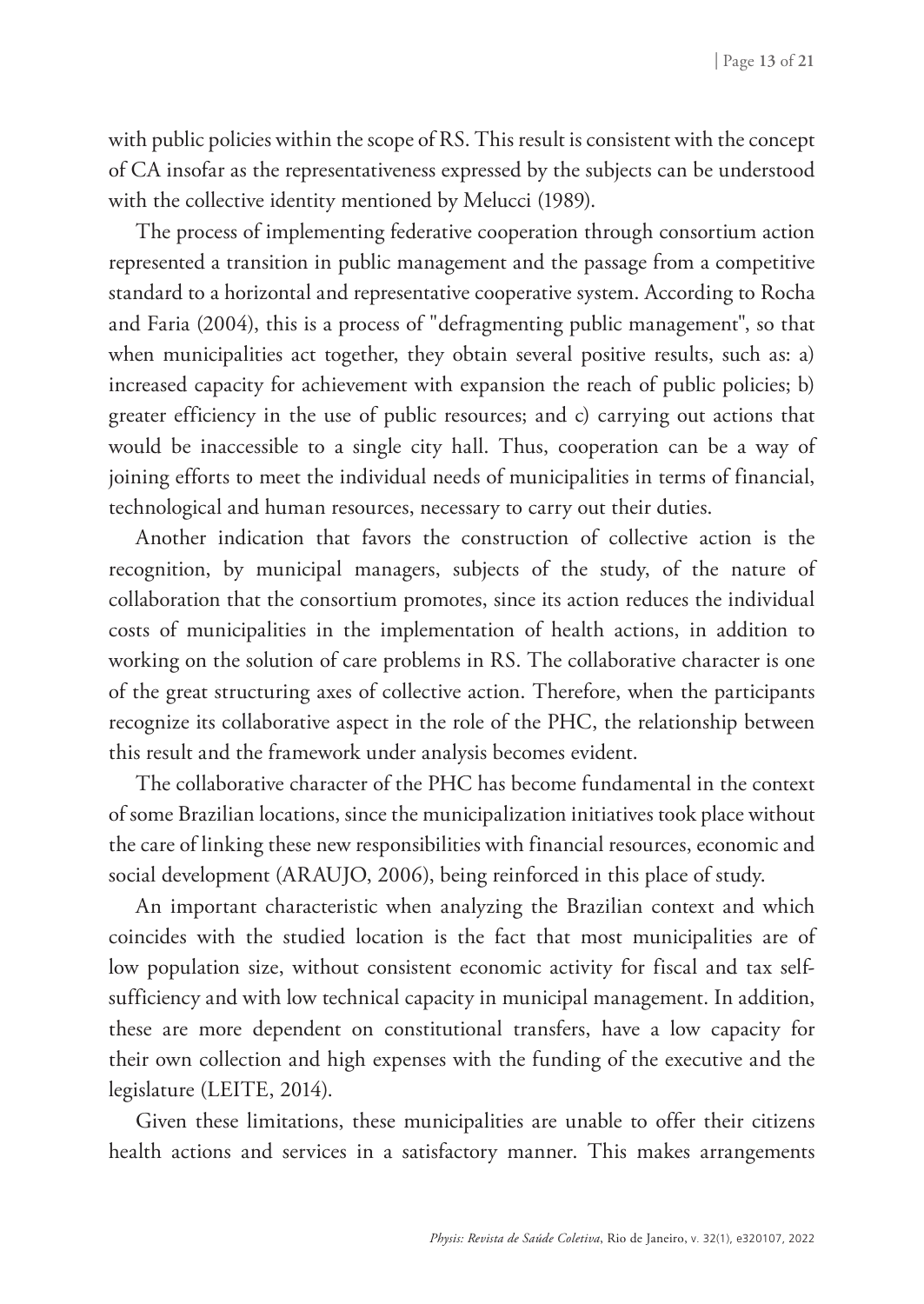with public policies within the scope of RS. This result is consistent with the concept of CA insofar as the representativeness expressed by the subjects can be understood with the collective identity mentioned by Melucci (1989).

The process of implementing federative cooperation through consortium action represented a transition in public management and the passage from a competitive standard to a horizontal and representative cooperative system. According to Rocha and Faria (2004), this is a process of "defragmenting public management", so that when municipalities act together, they obtain several positive results, such as: a) increased capacity for achievement with expansion the reach of public policies; b) greater efficiency in the use of public resources; and c) carrying out actions that would be inaccessible to a single city hall. Thus, cooperation can be a way of joining efforts to meet the individual needs of municipalities in terms of financial, technological and human resources, necessary to carry out their duties.

Another indication that favors the construction of collective action is the recognition, by municipal managers, subjects of the study, of the nature of collaboration that the consortium promotes, since its action reduces the individual costs of municipalities in the implementation of health actions, in addition to working on the solution of care problems in RS. The collaborative character is one of the great structuring axes of collective action. Therefore, when the participants recognize its collaborative aspect in the role of the PHC, the relationship between this result and the framework under analysis becomes evident.

The collaborative character of the PHC has become fundamental in the context of some Brazilian locations, since the municipalization initiatives took place without the care of linking these new responsibilities with financial resources, economic and social development (ARAUJO, 2006), being reinforced in this place of study.

An important characteristic when analyzing the Brazilian context and which coincides with the studied location is the fact that most municipalities are of low population size, without consistent economic activity for fiscal and tax self-sufficiency and with low technical capacity in municipal management. In addition, these are more dependent on constitutional transfers, have a low capacity for their own collection and high expenses with the funding of the executive and the legislature (LEITE, 2014).

Given these limitations, these municipalities are unable to offer their citizens health actions and services in a satisfactory manner. This makes arrangements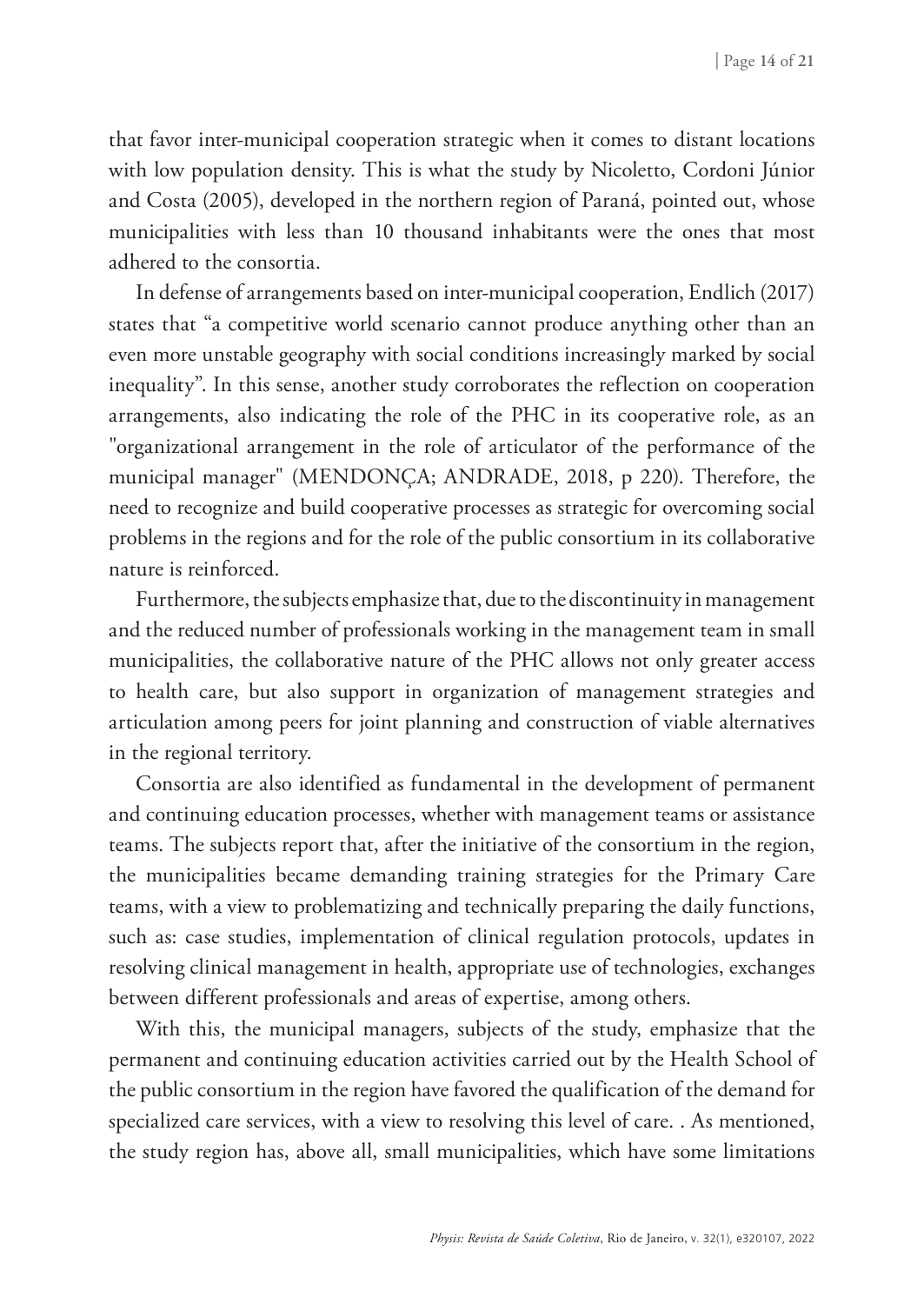that favor inter-municipal cooperation strategic when it comes to distant locations with low population density. This is what the study by Nicoletto, Cordoni Júnior and Costa (2005), developed in the northern region of Paraná, pointed out, whose municipalities with less than 10 thousand inhabitants were the ones that most adhered to the consortia.

In defense of arrangements based on inter-municipal cooperation, Endlich (2017) states that "a competitive world scenario cannot produce anything other than an even more unstable geography with social conditions increasingly marked by social inequality". In this sense, another study corroborates the reflection on cooperation arrangements, also indicating the role of the PHC in its cooperative role, as an "organizational arrangement in the role of articulator of the performance of the municipal manager" (MENDONÇA; ANDRADE, 2018, p 220). Therefore, the need to recognize and build cooperative processes as strategic for overcoming social problems in the regions and for the role of the public consortium in its collaborative nature is reinforced.

Furthermore, the subjects emphasize that, due to the discontinuity in management and the reduced number of professionals working in the management team in small municipalities, the collaborative nature of the PHC allows not only greater access to health care, but also support in organization of management strategies and articulation among peers for joint planning and construction of viable alternatives in the regional territory.

Consortia are also identified as fundamental in the development of permanent and continuing education processes, whether with management teams or assistance teams. The subjects report that, after the initiative of the consortium in the region, the municipalities became demanding training strategies for the Primary Care teams, with a view to problematizing and technically preparing the daily functions, such as: case studies, implementation of clinical regulation protocols, updates in resolving clinical management in health, appropriate use of technologies, exchanges between different professionals and areas of expertise, among others.

With this, the municipal managers, subjects of the study, emphasize that the permanent and continuing education activities carried out by the Health School of the public consortium in the region have favored the qualification of the demand for specialized care services, with a view to resolving this level of care. . As mentioned, the study region has, above all, small municipalities, which have some limitations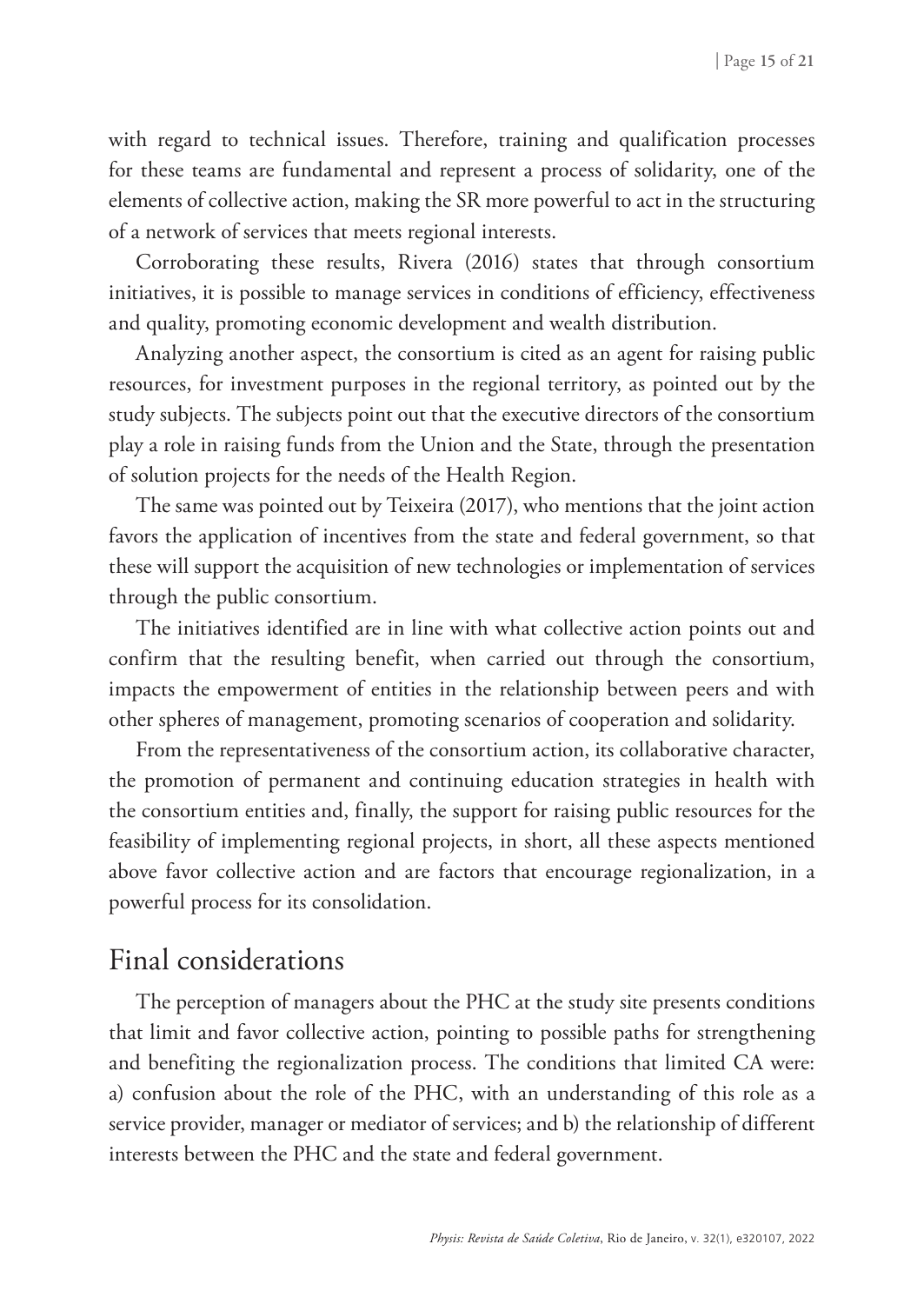with regard to technical issues. Therefore, training and qualification processes for these teams are fundamental and represent a process of solidarity, one of the elements of collective action, making the SR more powerful to act in the structuring of a network of services that meets regional interests.

Corroborating these results, Rivera (2016) states that through consortium initiatives, it is possible to manage services in conditions of efficiency, effectiveness and quality, promoting economic development and wealth distribution.

Analyzing another aspect, the consortium is cited as an agent for raising public resources, for investment purposes in the regional territory, as pointed out by the study subjects. The subjects point out that the executive directors of the consortium play a role in raising funds from the Union and the State, through the presentation of solution projects for the needs of the Health Region.

The same was pointed out by Teixeira (2017), who mentions that the joint action favors the application of incentives from the state and federal government, so that these will support the acquisition of new technologies or implementation of services through the public consortium.

The initiatives identified are in line with what collective action points out and confirm that the resulting benefit, when carried out through the consortium, impacts the empowerment of entities in the relationship between peers and with other spheres of management, promoting scenarios of cooperation and solidarity.

From the representativeness of the consortium action, its collaborative character, the promotion of permanent and continuing education strategies in health with the consortium entities and, finally, the support for raising public resources for the feasibility of implementing regional projects, in short, all these aspects mentioned above favor collective action and are factors that encourage regionalization, in a powerful process for its consolidation.

## Final considerations

The perception of managers about the PHC at the study site presents conditions that limit and favor collective action, pointing to possible paths for strengthening and benefiting the regionalization process. The conditions that limited CA were: a) confusion about the role of the PHC, with an understanding of this role as a service provider, manager or mediator of services; and b) the relationship of different interests between the PHC and the state and federal government.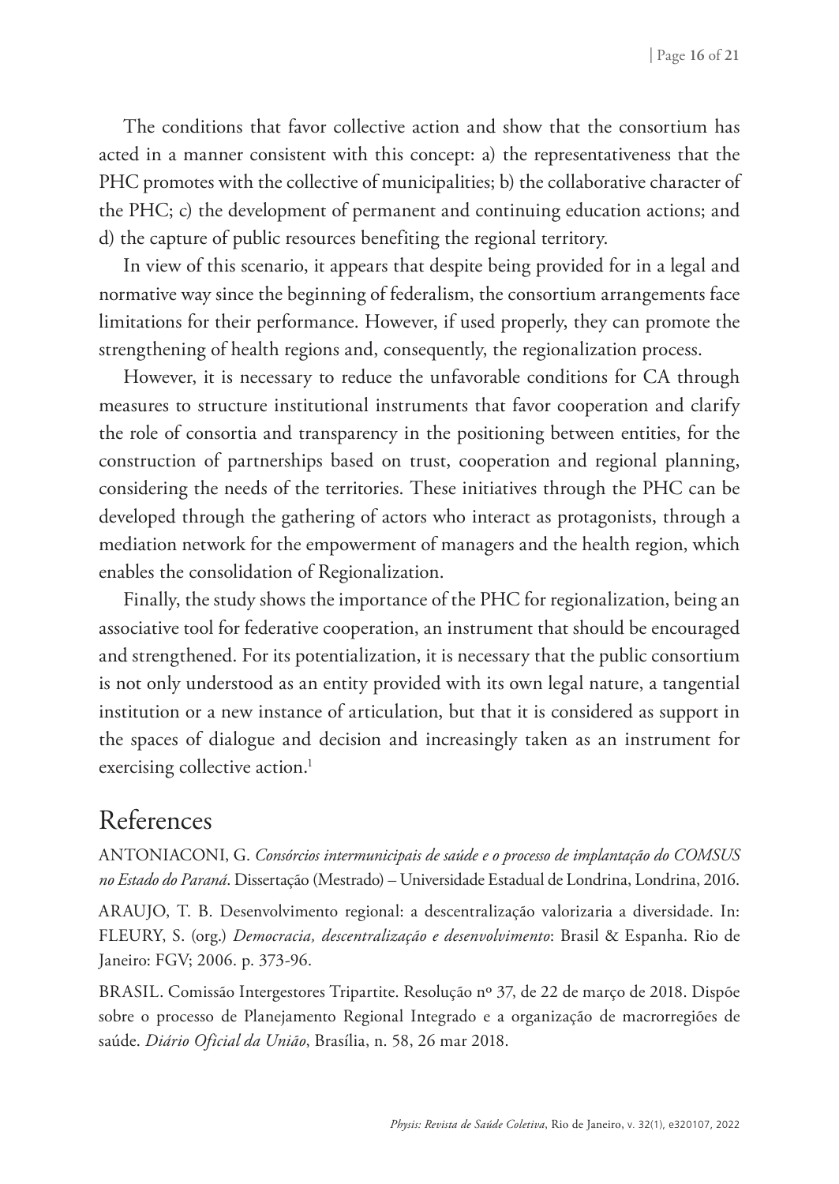The conditions that favor collective action and show that the consortium has acted in a manner consistent with this concept: a) the representativeness that the PHC promotes with the collective of municipalities; b) the collaborative character of the PHC; c) the development of permanent and continuing education actions; and d) the capture of public resources benefiting the regional territory.

In view of this scenario, it appears that despite being provided for in a legal and normative way since the beginning of federalism, the consortium arrangements face limitations for their performance. However, if used properly, they can promote the strengthening of health regions and, consequently, the regionalization process.

However, it is necessary to reduce the unfavorable conditions for CA through measures to structure institutional instruments that favor cooperation and clarify the role of consortia and transparency in the positioning between entities, for the construction of partnerships based on trust, cooperation and regional planning, considering the needs of the territories. These initiatives through the PHC can be developed through the gathering of actors who interact as protagonists, through a mediation network for the empowerment of managers and the health region, which enables the consolidation of Regionalization.

Finally, the study shows the importance of the PHC for regionalization, being an associative tool for federative cooperation, an instrument that should be encouraged and strengthened. For its potentialization, it is necessary that the public consortium is not only understood as an entity provided with its own legal nature, a tangential institution or a new instance of articulation, but that it is considered as support in the spaces of dialogue and decision and increasingly taken as an instrument for exercising collective action.[1]

## References

ANTONIACONI, G. *Consórcios intermunicipais de saúde e o processo de implantação do COMSUS no Estado do Paraná*. Dissertação (Mestrado) – Universidade Estadual de Londrina, Londrina, 2016.

ARAUJO, T. B. Desenvolvimento regional: a descentralização valorizaria a diversidade. In: FLEURY, S. (org.) *Democracia, descentralização e desenvolvimento*: Brasil & Espanha. Rio de Janeiro: FGV; 2006. p. 373-96.

BRASIL. Comissão Intergestores Tripartite. Resolução nº 37, de 22 de março de 2018. Dispõe sobre o processo de Planejamento Regional Integrado e a organização de macrorregiões de saúde. *Diário Oficial da União*, Brasília, n. 58, 26 mar 2018.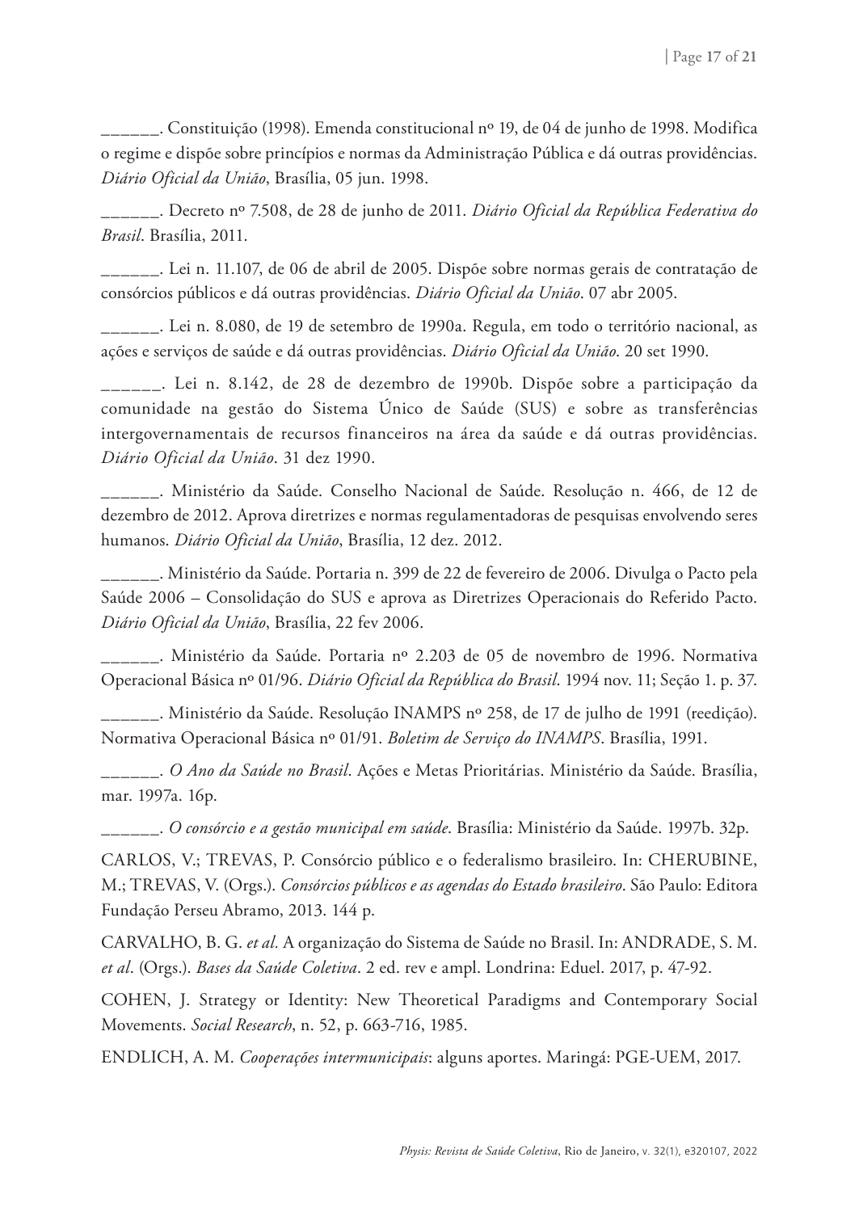______. Constituição (1998). Emenda constitucional nº 19, de 04 de junho de 1998. Modifica o regime e dispõe sobre princípios e normas da Administração Pública e dá outras providências. *Diário Oficial da União*, Brasília, 05 jun. 1998.

______. Decreto nº 7.508, de 28 de junho de 2011. *Diário Oficial da República Federativa do Brasil*. Brasília, 2011.

______. Lei n. 11.107, de 06 de abril de 2005. Dispõe sobre normas gerais de contratação de consórcios públicos e dá outras providências. *Diário Oficial da União*. 07 abr 2005.

______. Lei n. 8.080, de 19 de setembro de 1990a. Regula, em todo o território nacional, as ações e serviços de saúde e dá outras providências. *Diário Oficial da União*. 20 set 1990.

______. Lei n. 8.142, de 28 de dezembro de 1990b. Dispõe sobre a participação da comunidade na gestão do Sistema Único de Saúde (SUS) e sobre as transferências intergovernamentais de recursos financeiros na área da saúde e dá outras providências. *Diário Oficial da União*. 31 dez 1990.

______. Ministério da Saúde. Conselho Nacional de Saúde. Resolução n. 466, de 12 de dezembro de 2012. Aprova diretrizes e normas regulamentadoras de pesquisas envolvendo seres humanos. *Diário Oficial da União*, Brasília, 12 dez. 2012.

______. Ministério da Saúde. Portaria n. 399 de 22 de fevereiro de 2006. Divulga o Pacto pela Saúde 2006 – Consolidação do SUS e aprova as Diretrizes Operacionais do Referido Pacto. *Diário Oficial da União*, Brasília, 22 fev 2006.

______. Ministério da Saúde. Portaria nº 2.203 de 05 de novembro de 1996. Normativa Operacional Básica nº 01/96. *Diário Oficial da República do Brasil*. 1994 nov. 11; Seção 1. p. 37.

______. Ministério da Saúde. Resolução INAMPS nº 258, de 17 de julho de 1991 (reedição). Normativa Operacional Básica nº 01/91. *Boletim de Serviço do INAMPS*. Brasília, 1991.

______. *O Ano da Saúde no Brasil*. Ações e Metas Prioritárias. Ministério da Saúde. Brasília, mar. 1997a. 16p.

______. *O consórcio e a gestão municipal em saúde*. Brasília: Ministério da Saúde. 1997b. 32p.

CARLOS, V.; TREVAS, P. Consórcio público e o federalismo brasileiro. In: CHERUBINE, M.; TREVAS, V. (Orgs.). *Consórcios públicos e as agendas do Estado brasileiro*. São Paulo: Editora Fundação Perseu Abramo, 2013. 144 p.

CARVALHO, B. G. *et al.* A organização do Sistema de Saúde no Brasil. In: ANDRADE, S. M. *et al*. (Orgs.). *Bases da Saúde Coletiva*. 2 ed. rev e ampl. Londrina: Eduel. 2017, p. 47-92.

COHEN, J. Strategy or Identity: New Theoretical Paradigms and Contemporary Social Movements. *Social Research*, n. 52, p. 663-716, 1985.

ENDLICH, A. M. *Cooperações intermunicipais*: alguns aportes. Maringá: PGE-UEM, 2017.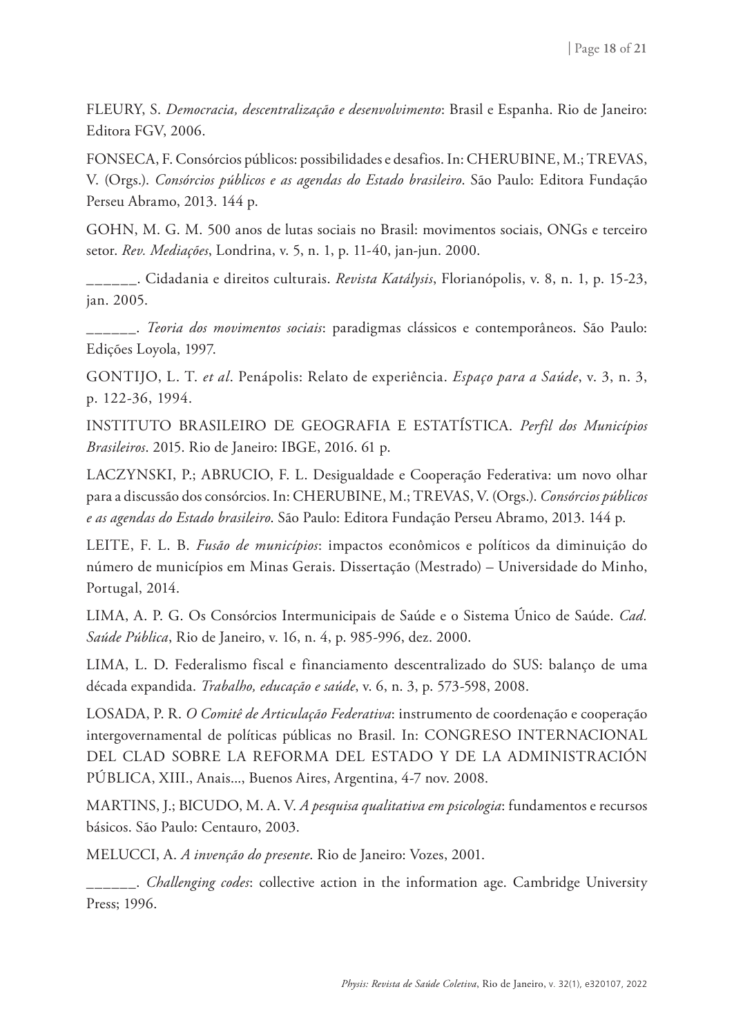FLEURY, S. *Democracia, descentralização e desenvolvimento*: Brasil e Espanha. Rio de Janeiro: Editora FGV, 2006.

FONSECA, F. Consórcios públicos: possibilidades e desafios. In: CHERUBINE, M.; TREVAS, V. (Orgs.). *Consórcios públicos e as agendas do Estado brasileiro*. São Paulo: Editora Fundação Perseu Abramo, 2013. 144 p.

GOHN, M. G. M. 500 anos de lutas sociais no Brasil: movimentos sociais, ONGs e terceiro setor. *Rev. Mediações*, Londrina, v. 5, n. 1, p. 11-40, jan-jun. 2000.

______. Cidadania e direitos culturais. *Revista Katálysis*, Florianópolis, v. 8, n. 1, p. 15-23, jan. 2005.

______. *Teoria dos movimentos sociais*: paradigmas clássicos e contemporâneos. São Paulo: Edições Loyola, 1997.

GONTIJO, L. T. *et al*. Penápolis: Relato de experiência. *Espaço para a Saúde*, v. 3, n. 3, p. 122-36, 1994.

INSTITUTO BRASILEIRO DE GEOGRAFIA E ESTATÍSTICA. *Perfil dos Municípios Brasileiros*. 2015. Rio de Janeiro: IBGE, 2016. 61 p.

LACZYNSKI, P.; ABRUCIO, F. L. Desigualdade e Cooperação Federativa: um novo olhar para a discussão dos consórcios. In: CHERUBINE, M.; TREVAS, V. (Orgs.). *Consórcios públicos e as agendas do Estado brasileiro*. São Paulo: Editora Fundação Perseu Abramo, 2013. 144 p.

LEITE, F. L. B. *Fusão de municípios*: impactos econômicos e políticos da diminuição do número de municípios em Minas Gerais. Dissertação (Mestrado) – Universidade do Minho, Portugal, 2014.

LIMA, A. P. G. Os Consórcios Intermunicipais de Saúde e o Sistema Único de Saúde. *Cad. Saúde Pública*, Rio de Janeiro, v. 16, n. 4, p. 985-996, dez. 2000.

LIMA, L. D. Federalismo fiscal e financiamento descentralizado do SUS: balanço de uma década expandida. *Trabalho, educação e saúde*, v. 6, n. 3, p. 573-598, 2008.

LOSADA, P. R. *O Comitê de Articulação Federativa*: instrumento de coordenação e cooperação intergovernamental de políticas públicas no Brasil. In: CONGRESO INTERNACIONAL DEL CLAD SOBRE LA REFORMA DEL ESTADO Y DE LA ADMINISTRACIÓN PÚBLICA, XIII., Anais..., Buenos Aires, Argentina, 4-7 nov. 2008.

MARTINS, J.; BICUDO, M. A. V. *A pesquisa qualitativa em psicologia*: fundamentos e recursos básicos. São Paulo: Centauro, 2003.

MELUCCI, A. *A invenção do presente*. Rio de Janeiro: Vozes, 2001.

______. *Challenging codes*: collective action in the information age. Cambridge University Press; 1996.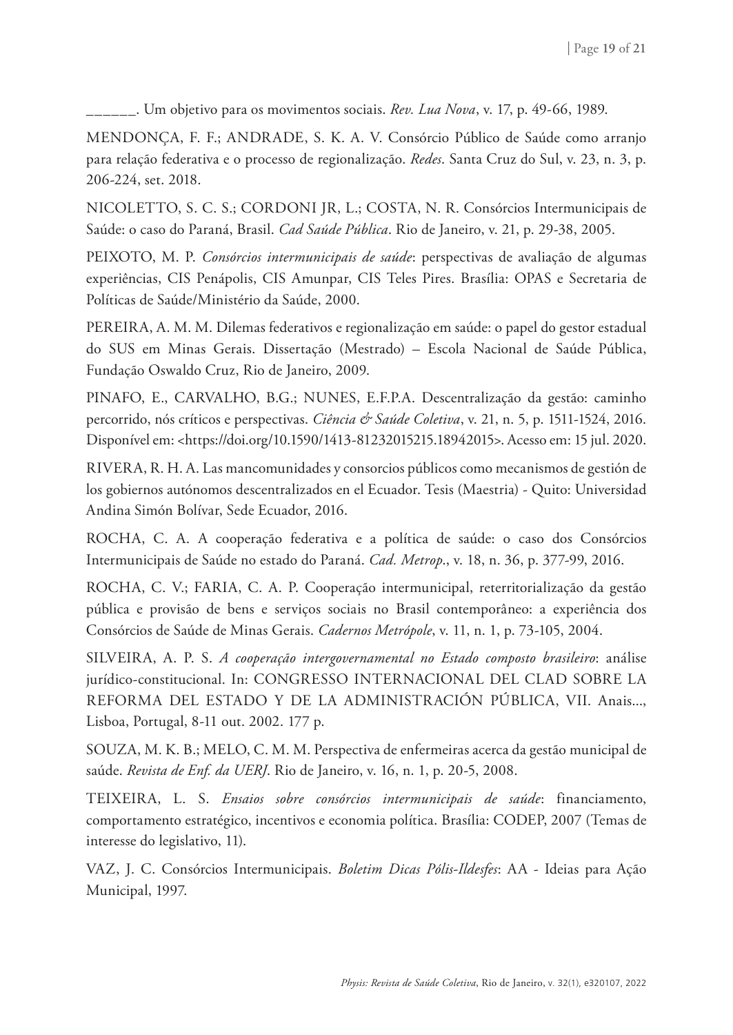______. Um objetivo para os movimentos sociais. *Rev. Lua Nova*, v. 17, p. 49-66, 1989.

MENDONÇA, F. F.; ANDRADE, S. K. A. V. Consórcio Público de Saúde como arranjo para relação federativa e o processo de regionalização. *Redes*. Santa Cruz do Sul, v. 23, n. 3, p. 206-224, set. 2018.

NICOLETTO, S. C. S.; CORDONI JR, L.; COSTA, N. R. Consórcios Intermunicipais de Saúde: o caso do Paraná, Brasil. *Cad Saúde Pública*. Rio de Janeiro, v. 21, p. 29-38, 2005.

PEIXOTO, M. P. *Consórcios intermunicipais de saúde*: perspectivas de avaliação de algumas experiências, CIS Penápolis, CIS Amunpar, CIS Teles Pires. Brasília: OPAS e Secretaria de Políticas de Saúde/Ministério da Saúde, 2000.

PEREIRA, A. M. M. Dilemas federativos e regionalização em saúde: o papel do gestor estadual do SUS em Minas Gerais. Dissertação (Mestrado) – Escola Nacional de Saúde Pública, Fundação Oswaldo Cruz, Rio de Janeiro, 2009.

PINAFO, E., CARVALHO, B.G.; NUNES, E.F.P.A. Descentralização da gestão: caminho percorrido, nós críticos e perspectivas. *Ciência & Saúde Coletiva*, v. 21, n. 5, p. 1511-1524, 2016. Disponível em: <https://doi.org/10.1590/1413-81232015215.18942015>. Acesso em: 15 jul. 2020.

RIVERA, R. H. A. Las mancomunidades y consorcios públicos como mecanismos de gestión de los gobiernos autónomos descentralizados en el Ecuador. Tesis (Maestria) - Quito: Universidad Andina Simón Bolívar, Sede Ecuador, 2016.

ROCHA, C. A. A cooperação federativa e a política de saúde: o caso dos Consórcios Intermunicipais de Saúde no estado do Paraná. *Cad. Metrop*., v. 18, n. 36, p. 377-99, 2016.

ROCHA, C. V.; FARIA, C. A. P. Cooperação intermunicipal, reterritorialização da gestão pública e provisão de bens e serviços sociais no Brasil contemporâneo: a experiência dos Consórcios de Saúde de Minas Gerais. *Cadernos Metrópole*, v. 11, n. 1, p. 73-105, 2004.

SILVEIRA, A. P. S. *A cooperação intergovernamental no Estado composto brasileiro*: análise jurídico-constitucional. In: CONGRESSO INTERNACIONAL DEL CLAD SOBRE LA REFORMA DEL ESTADO Y DE LA ADMINISTRACIÓN PÚBLICA, VII. Anais..., Lisboa, Portugal, 8-11 out. 2002. 177 p.

SOUZA, M. K. B.; MELO, C. M. M. Perspectiva de enfermeiras acerca da gestão municipal de saúde. *Revista de Enf. da UERJ*. Rio de Janeiro, v. 16, n. 1, p. 20-5, 2008.

TEIXEIRA, L. S. *Ensaios sobre consórcios intermunicipais de saúde*: financiamento, comportamento estratégico, incentivos e economia política. Brasília: CODEP, 2007 (Temas de interesse do legislativo, 11).

VAZ, J. C. Consórcios Intermunicipais. *Boletim Dicas Pólis-Ildesfes*: AA - Ideias para Ação Municipal, 1997.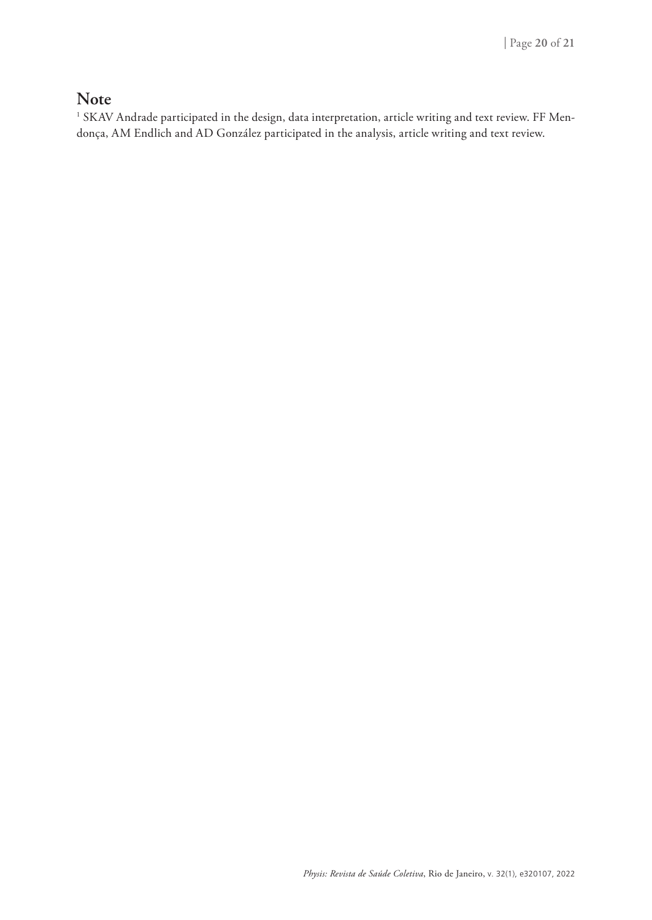## Note

[1] SKAV Andrade participated in the design, data interpretation, article writing and text review. FF Mendonça, AM Endlich and AD González participated in the analysis, article writing and text review.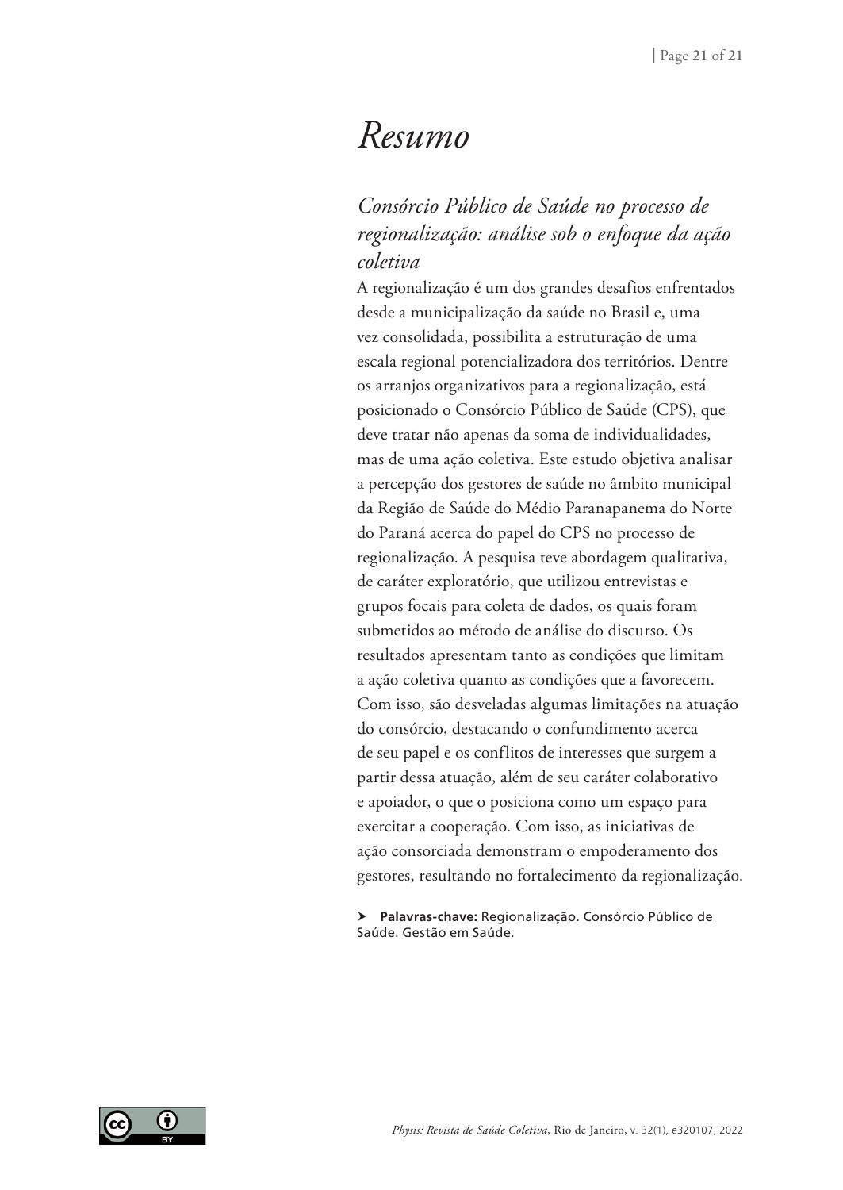# *Resumo*

## *Consórcio Público de Saúde no processo de regionalização: análise sob o enfoque da ação coletiva*

A regionalização é um dos grandes desafios enfrentados desde a municipalização da saúde no Brasil e, uma vez consolidada, possibilita a estruturação de uma escala regional potencializadora dos territórios. Dentre os arranjos organizativos para a regionalização, está posicionado o Consórcio Público de Saúde (CPS), que deve tratar não apenas da soma de individualidades, mas de uma ação coletiva. Este estudo objetiva analisar a percepção dos gestores de saúde no âmbito municipal da Região de Saúde do Médio Paranapanema do Norte do Paraná acerca do papel do CPS no processo de regionalização. A pesquisa teve abordagem qualitativa, de caráter exploratório, que utilizou entrevistas e grupos focais para coleta de dados, os quais foram submetidos ao método de análise do discurso. Os resultados apresentam tanto as condições que limitam a ação coletiva quanto as condições que a favorecem. Com isso, são desveladas algumas limitações na atuação do consórcio, destacando o confundimento acerca de seu papel e os conflitos de interesses que surgem a partir dessa atuação, além de seu caráter colaborativo e apoiador, o que o posiciona como um espaço para exercitar a cooperação. Com isso, as iniciativas de ação consorciada demonstram o empoderamento dos gestores, resultando no fortalecimento da regionalização.

➤ **Palavras-chave:** Regionalização. Consórcio Público de Saúde. Gestão em Saúde.